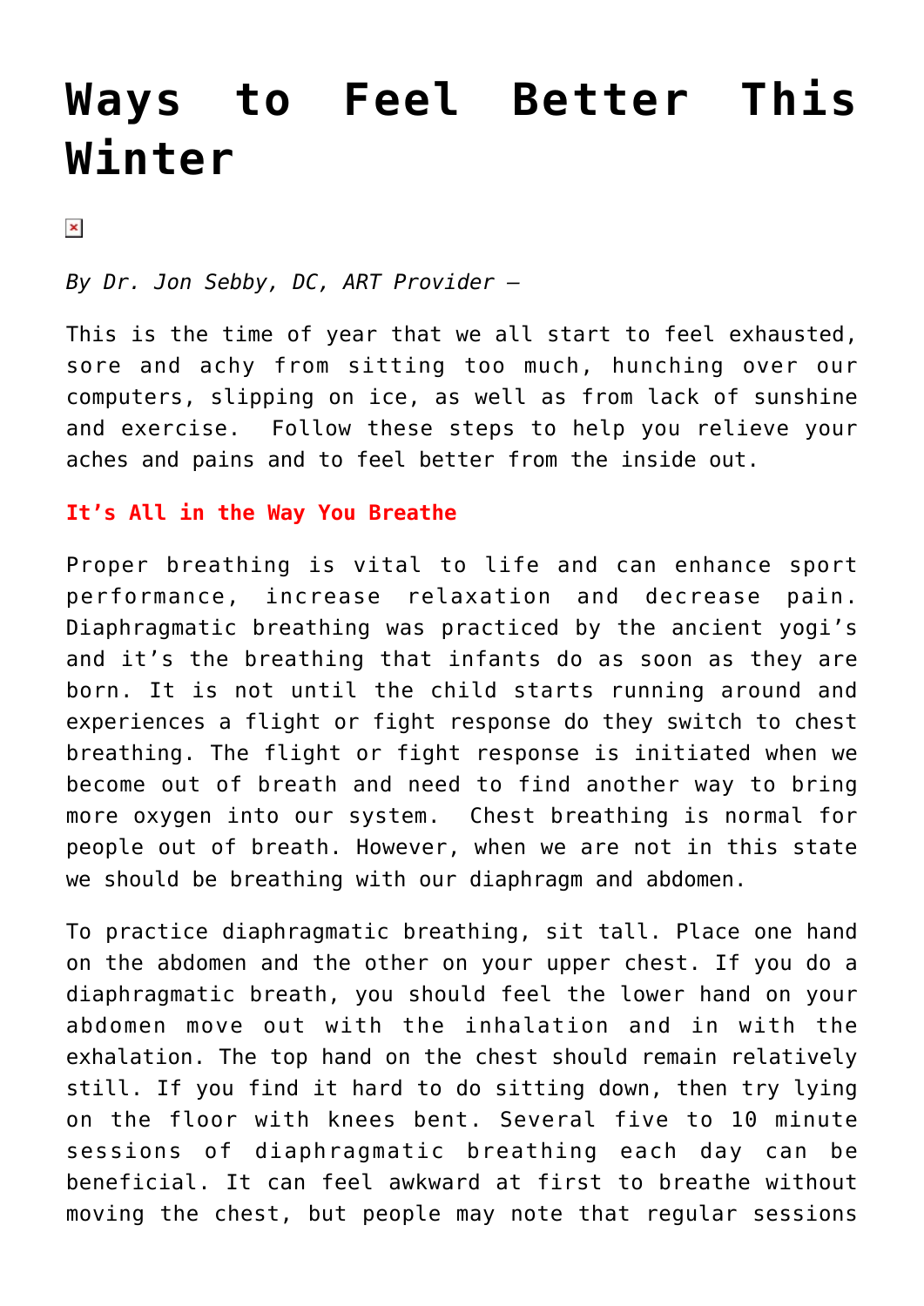# Ways to Feel Better This Winter

*By Dr. Jon Sebby, DC, ART Provider –*

This is the time of year that we all start to feel exhausted, sore and achy from sitting too much, hunching over our computers, slipping on ice, as well as from lack of sunshine and exercise. Follow these steps to help you relieve your aches and pains and to feel better from the inside out.

**It's All in the Way You Breathe**

Proper breathing is vital to life and can enhance sport performance, increase relaxation and decrease pain. Diaphragmatic breathing was practiced by the ancient yogi's and it's the breathing that infants do as soon as they are born. It is not until the child starts running around and experiences a flight or fight response do they switch to chest breathing. The flight or fight response is initiated when we become out of breath and need to find another way to bring more oxygen into our system. Chest breathing is normal for people out of breath. However, when we are not in this state we should be breathing with our diaphragm and abdomen.

To practice diaphragmatic breathing, sit tall. Place one hand on the abdomen and the other on your upper chest. If you do a diaphragmatic breath, you should feel the lower hand on your abdomen move out with the inhalation and in with the exhalation. The top hand on the chest should remain relatively still. If you find it hard to do sitting down, then try lying on the floor with knees bent. Several five to 10 minute sessions of diaphragmatic breathing each day can be beneficial. It can feel awkward at first to breathe without moving the chest, but people may note that regular sessions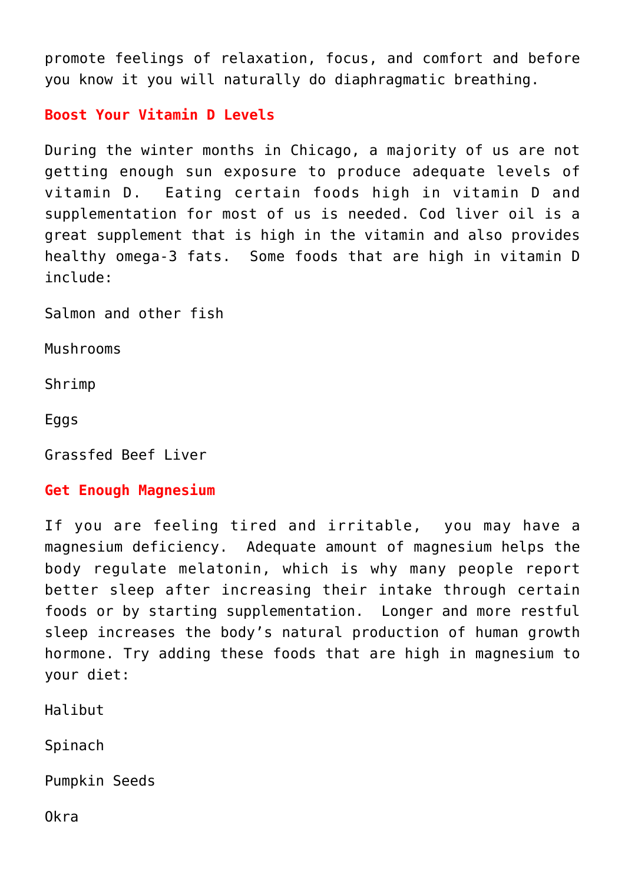promote feelings of relaxation, focus, and comfort and before you know it you will naturally do diaphragmatic breathing.

### Boost Your Vitamin D Levels

During the winter months in Chicago, a majority of us are not getting enough sun exposure to produce adequate levels of vitamin D.  Eating certain foods high in vitamin D and supplementation for most of us is needed. Cod liver oil is a great supplement that is high in the vitamin and also provides healthy omega-3 fats.  Some foods that are high in vitamin D include:

Salmon and other fish

Mushrooms

Shrimp

Eggs

Grassfed Beef Liver

### Get Enough Magnesium

If you are feeling tired and irritable,  you may have a magnesium deficiency.  Adequate amount of magnesium helps the body regulate melatonin, which is why many people report better sleep after increasing their intake through certain foods or by starting supplementation.  Longer and more restful sleep increases the body's natural production of human growth hormone. Try adding these foods that are high in magnesium to your diet:

Halibut

Spinach

Pumpkin Seeds

Okra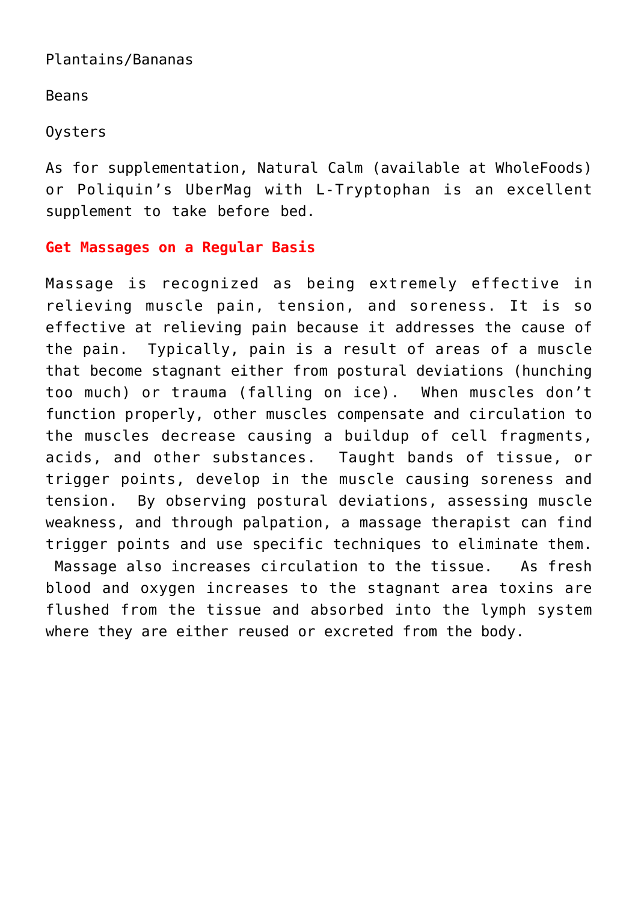Plantains/Bananas

Beans

Oysters

As for supplementation, Natural Calm (available at WholeFoods) or Poliquin's UberMag with L-Tryptophan is an excellent supplement to take before bed.

## Get Massages on a Regular Basis

Massage is recognized as being extremely effective in relieving muscle pain, tension, and soreness. It is so effective at relieving pain because it addresses the cause of the pain. Typically, pain is a result of areas of a muscle that become stagnant either from postural deviations (hunching too much) or trauma (falling on ice). When muscles don't function properly, other muscles compensate and circulation to the muscles decrease causing a buildup of cell fragments, acids, and other substances. Taught bands of tissue, or trigger points, develop in the muscle causing soreness and tension. By observing postural deviations, assessing muscle weakness, and through palpation, a massage therapist can find trigger points and use specific techniques to eliminate them. Massage also increases circulation to the tissue. As fresh blood and oxygen increases to the stagnant area toxins are flushed from the tissue and absorbed into the lymph system where they are either reused or excreted from the body.